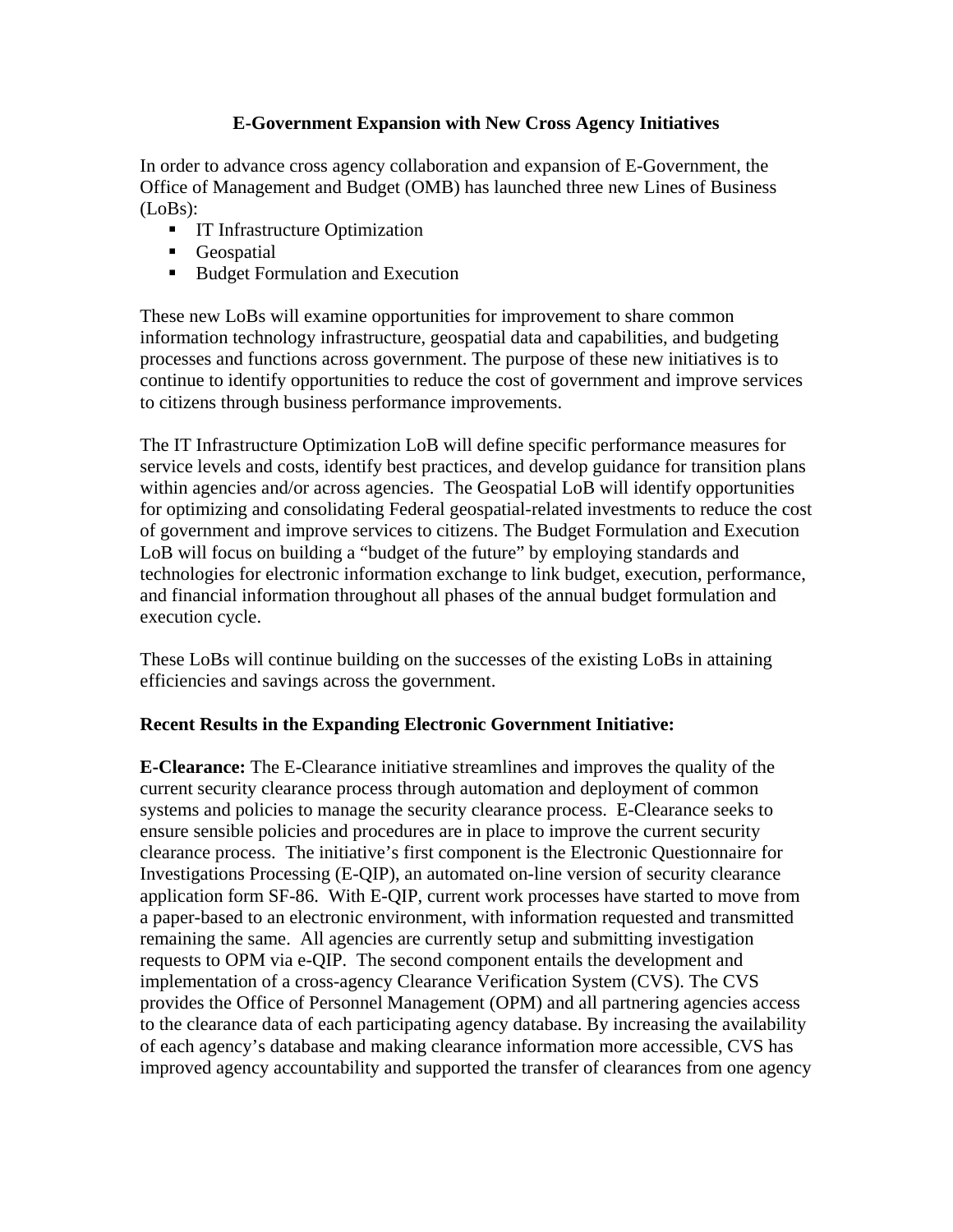# E-Government Expansion with New Cross Agency Initiatives

In order to advance cross agency collaboration and expansion of E-Government, the Office of Management and Budget (OMB) has launched three new Lines of Business (LoBs):

- IT Infrastructure Optimization
- Geospatial
- Budget Formulation and Execution

These new LoBs will examine opportunities for improvement to share common information technology infrastructure, geospatial data and capabilities, and budgeting processes and functions across government. The purpose of these new initiatives is to continue to identify opportunities to reduce the cost of government and improve services to citizens through business performance improvements.

The IT Infrastructure Optimization LoB will define specific performance measures for service levels and costs, identify best practices, and develop guidance for transition plans within agencies and/or across agencies. The Geospatial LoB will identify opportunities for optimizing and consolidating Federal geospatial-related investments to reduce the cost of government and improve services to citizens. The Budget Formulation and Execution LoB will focus on building a "budget of the future" by employing standards and technologies for electronic information exchange to link budget, execution, performance, and financial information throughout all phases of the annual budget formulation and execution cycle.

These LoBs will continue building on the successes of the existing LoBs in attaining efficiencies and savings across the government.

**Recent Results in the Expanding Electronic Government Initiative:**

**E-Clearance:** The E-Clearance initiative streamlines and improves the quality of the current security clearance process through automation and deployment of common systems and policies to manage the security clearance process. E-Clearance seeks to ensure sensible policies and procedures are in place to improve the current security clearance process. The initiative's first component is the Electronic Questionnaire for Investigations Processing (E-QIP), an automated on-line version of security clearance application form SF-86. With E-QIP, current work processes have started to move from a paper-based to an electronic environment, with information requested and transmitted remaining the same. All agencies are currently setup and submitting investigation requests to OPM via e-QIP. The second component entails the development and implementation of a cross-agency Clearance Verification System (CVS). The CVS provides the Office of Personnel Management (OPM) and all partnering agencies access to the clearance data of each participating agency database. By increasing the availability of each agency's database and making clearance information more accessible, CVS has improved agency accountability and supported the transfer of clearances from one agency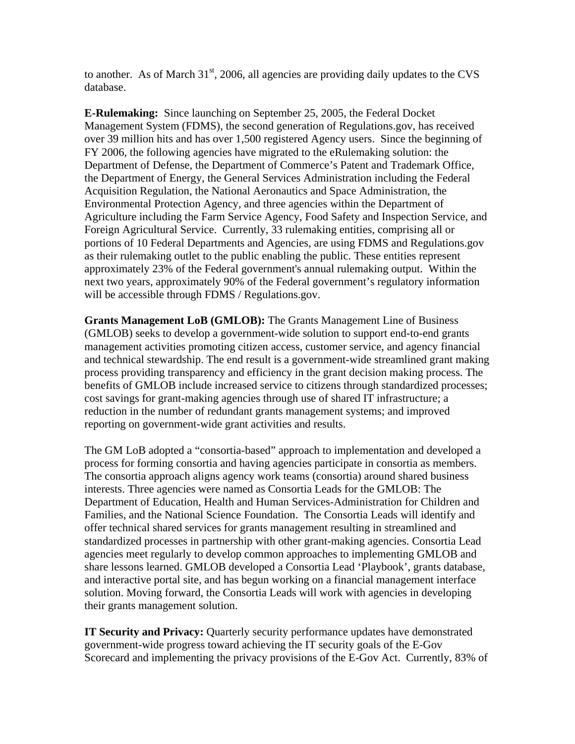to another. As of March 31st, 2006, all agencies are providing daily updates to the CVS database.

**E-Rulemaking:** Since launching on September 25, 2005, the Federal Docket Management System (FDMS), the second generation of Regulations.gov, has received over 39 million hits and has over 1,500 registered Agency users. Since the beginning of FY 2006, the following agencies have migrated to the eRulemaking solution: the Department of Defense, the Department of Commerce's Patent and Trademark Office, the Department of Energy, the General Services Administration including the Federal Acquisition Regulation, the National Aeronautics and Space Administration, the Environmental Protection Agency, and three agencies within the Department of Agriculture including the Farm Service Agency, Food Safety and Inspection Service, and Foreign Agricultural Service. Currently, 33 rulemaking entities, comprising all or portions of 10 Federal Departments and Agencies, are using FDMS and Regulations.gov as their rulemaking outlet to the public enabling the public. These entities represent approximately 23% of the Federal government's annual rulemaking output. Within the next two years, approximately 90% of the Federal government's regulatory information will be accessible through FDMS / Regulations.gov.

**Grants Management LoB (GMLOB):** The Grants Management Line of Business (GMLOB) seeks to develop a government-wide solution to support end-to-end grants management activities promoting citizen access, customer service, and agency financial and technical stewardship. The end result is a government-wide streamlined grant making process providing transparency and efficiency in the grant decision making process. The benefits of GMLOB include increased service to citizens through standardized processes; cost savings for grant-making agencies through use of shared IT infrastructure; a reduction in the number of redundant grants management systems; and improved reporting on government-wide grant activities and results.

The GM LoB adopted a "consortia-based" approach to implementation and developed a process for forming consortia and having agencies participate in consortia as members. The consortia approach aligns agency work teams (consortia) around shared business interests. Three agencies were named as Consortia Leads for the GMLOB: The Department of Education, Health and Human Services-Administration for Children and Families, and the National Science Foundation. The Consortia Leads will identify and offer technical shared services for grants management resulting in streamlined and standardized processes in partnership with other grant-making agencies. Consortia Lead agencies meet regularly to develop common approaches to implementing GMLOB and share lessons learned. GMLOB developed a Consortia Lead 'Playbook', grants database, and interactive portal site, and has begun working on a financial management interface solution. Moving forward, the Consortia Leads will work with agencies in developing their grants management solution.

**IT Security and Privacy:** Quarterly security performance updates have demonstrated government-wide progress toward achieving the IT security goals of the E-Gov Scorecard and implementing the privacy provisions of the E-Gov Act. Currently, 83% of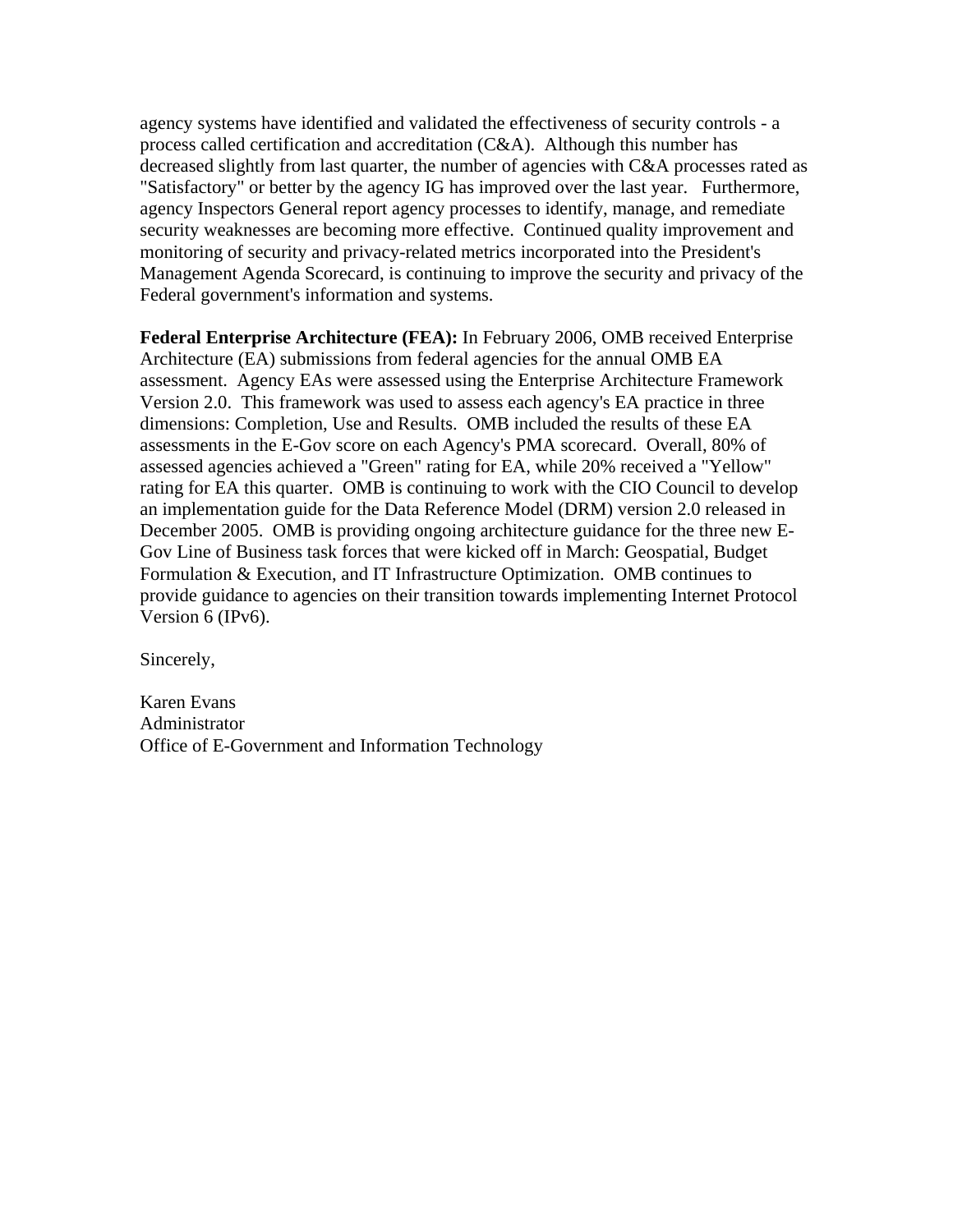agency systems have identified and validated the effectiveness of security controls - a process called certification and accreditation (C&A). Although this number has decreased slightly from last quarter, the number of agencies with C&A processes rated as "Satisfactory" or better by the agency IG has improved over the last year. Furthermore, agency Inspectors General report agency processes to identify, manage, and remediate security weaknesses are becoming more effective. Continued quality improvement and monitoring of security and privacy-related metrics incorporated into the President's Management Agenda Scorecard, is continuing to improve the security and privacy of the Federal government's information and systems.

**Federal Enterprise Architecture (FEA):** In February 2006, OMB received Enterprise Architecture (EA) submissions from federal agencies for the annual OMB EA assessment. Agency EAs were assessed using the Enterprise Architecture Framework Version 2.0. This framework was used to assess each agency's EA practice in three dimensions: Completion, Use and Results. OMB included the results of these EA assessments in the E-Gov score on each Agency's PMA scorecard. Overall, 80% of assessed agencies achieved a "Green" rating for EA, while 20% received a "Yellow" rating for EA this quarter. OMB is continuing to work with the CIO Council to develop an implementation guide for the Data Reference Model (DRM) version 2.0 released in December 2005. OMB is providing ongoing architecture guidance for the three new E-Gov Line of Business task forces that were kicked off in March: Geospatial, Budget Formulation & Execution, and IT Infrastructure Optimization. OMB continues to provide guidance to agencies on their transition towards implementing Internet Protocol Version 6 (IPv6).

Sincerely,

Karen Evans
Administrator
Office of E-Government and Information Technology